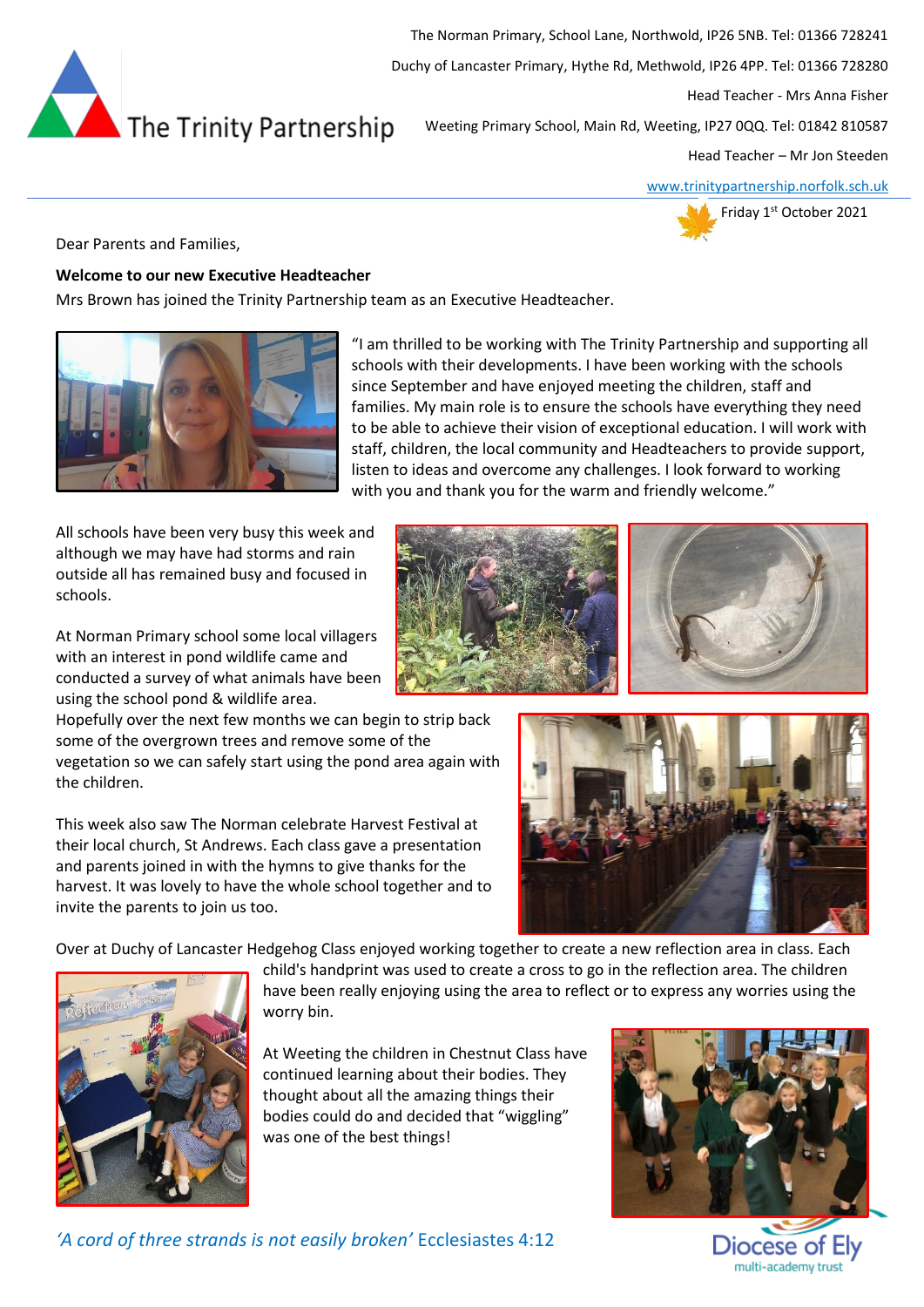The Trinity Partnership

The Norman Primary, School Lane, Northwold, IP26 5NB. Tel: 01366 728241

Duchy of Lancaster Primary, Hythe Rd, Methwold, IP26 4PP. Tel: 01366 728280

Head Teacher - Mrs Anna Fisher

Weeting Primary School, Main Rd, Weeting, IP27 0QQ. Tel: 01842 810587

Head Teacher – Mr Jon Steeden

www.trinitypartnership.norfolk.sch.uk

Friday 1st October 2021

Dear Parents and Families,

**Welcome to our new Executive Headteacher**

Mrs Brown has joined the Trinity Partnership team as an Executive Headteacher.

"I am thrilled to be working with The Trinity Partnership and supporting all schools with their developments. I have been working with the schools since September and have enjoyed meeting the children, staff and families. My main role is to ensure the schools have everything they need to be able to achieve their vision of exceptional education. I will work with staff, children, the local community and Headteachers to provide support, listen to ideas and overcome any challenges. I look forward to working with you and thank you for the warm and friendly welcome."

All schools have been very busy this week and although we may have had storms and rain outside all has remained busy and focused in schools.

At Norman Primary school some local villagers with an interest in pond wildlife came and conducted a survey of what animals have been using the school pond & wildlife area. Hopefully over the next few months we can begin to strip back some of the overgrown trees and remove some of the vegetation so we can safely start using the pond area again with the children.

This week also saw The Norman celebrate Harvest Festival at their local church, St Andrews. Each class gave a presentation and parents joined in with the hymns to give thanks for the harvest. It was lovely to have the whole school together and to invite the parents to join us too.

Over at Duchy of Lancaster Hedgehog Class enjoyed working together to create a new reflection area in class. Each child's handprint was used to create a cross to go in the reflection area. The children have been really enjoying using the area to reflect or to express any worries using the worry bin.

At Weeting the children in Chestnut Class have continued learning about their bodies. They thought about all the amazing things their bodies could do and decided that "wiggling" was one of the best things!

*'A cord of three strands is not easily broken'* Ecclesiastes 4:12

Diocese of Ely multi-academy trust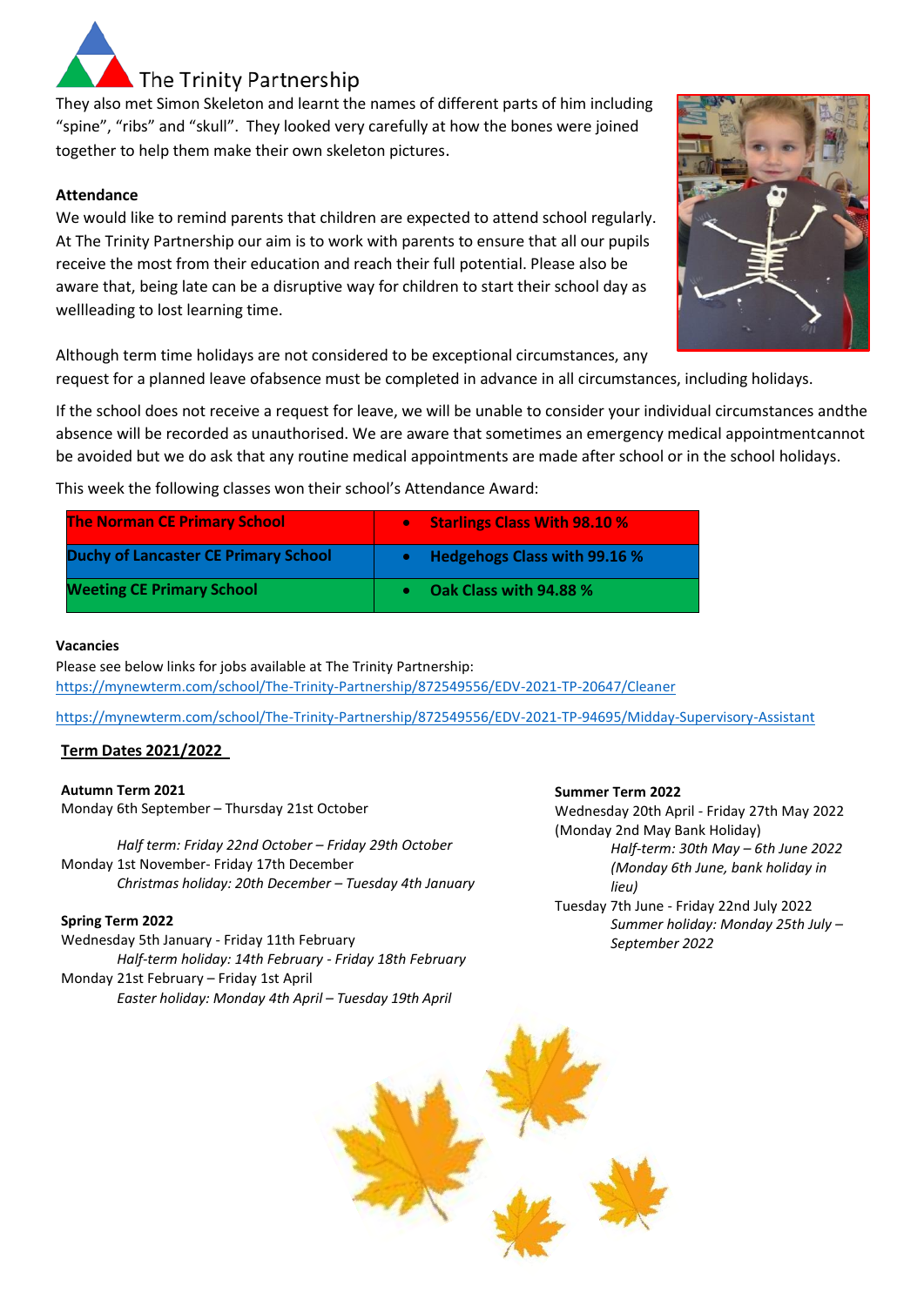The Trinity Partnership

They also met Simon Skeleton and learnt the names of different parts of him including "spine", "ribs" and "skull". They looked very carefully at how the bones were joined together to help them make their own skeleton pictures.

**Attendance**

We would like to remind parents that children are expected to attend school regularly. At The Trinity Partnership our aim is to work with parents to ensure that all our pupils receive the most from their education and reach their full potential. Please also be aware that, being late can be a disruptive way for children to start their school day as wellleading to lost learning time.

Although term time holidays are not considered to be exceptional circumstances, any request for a planned leave ofabsence must be completed in advance in all circumstances, including holidays.

If the school does not receive a request for leave, we will be unable to consider your individual circumstances andthe absence will be recorded as unauthorised. We are aware that sometimes an emergency medical appointmentcannot be avoided but we do ask that any routine medical appointments are made after school or in the school holidays.

This week the following classes won their school's Attendance Award:

| | |
|---|---|
| **The Norman CE Primary School** | • **Starlings Class With 98.10 %** |
| **Duchy of Lancaster CE Primary School** | • **Hedgehogs Class with 99.16 %** |
| **Weeting CE Primary School** | • **Oak Class with 94.88 %** |

**Vacancies**

Please see below links for jobs available at The Trinity Partnership:
https://mynewterm.com/school/The-Trinity-Partnership/872549556/EDV-2021-TP-20647/Cleaner

https://mynewterm.com/school/The-Trinity-Partnership/872549556/EDV-2021-TP-94695/Midday-Supervisory-Assistant

## Term Dates 2021/2022

**Autumn Term 2021**
Monday 6th September – Thursday 21st October

*Half term: Friday 22nd October – Friday 29th October*
Monday 1st November- Friday 17th December
*Christmas holiday: 20th December – Tuesday 4th January*

**Spring Term 2022**
Wednesday 5th January - Friday 11th February
*Half-term holiday: 14th February - Friday 18th February*
Monday 21st February – Friday 1st April
*Easter holiday: Monday 4th April – Tuesday 19th April*

**Summer Term 2022**
Wednesday 20th April - Friday 27th May 2022
(Monday 2nd May Bank Holiday)
*Half-term: 30th May – 6th June 2022*
*(Monday 6th June, bank holiday in lieu)*
Tuesday 7th June - Friday 22nd July 2022
*Summer holiday: Monday 25th July – September 2022*